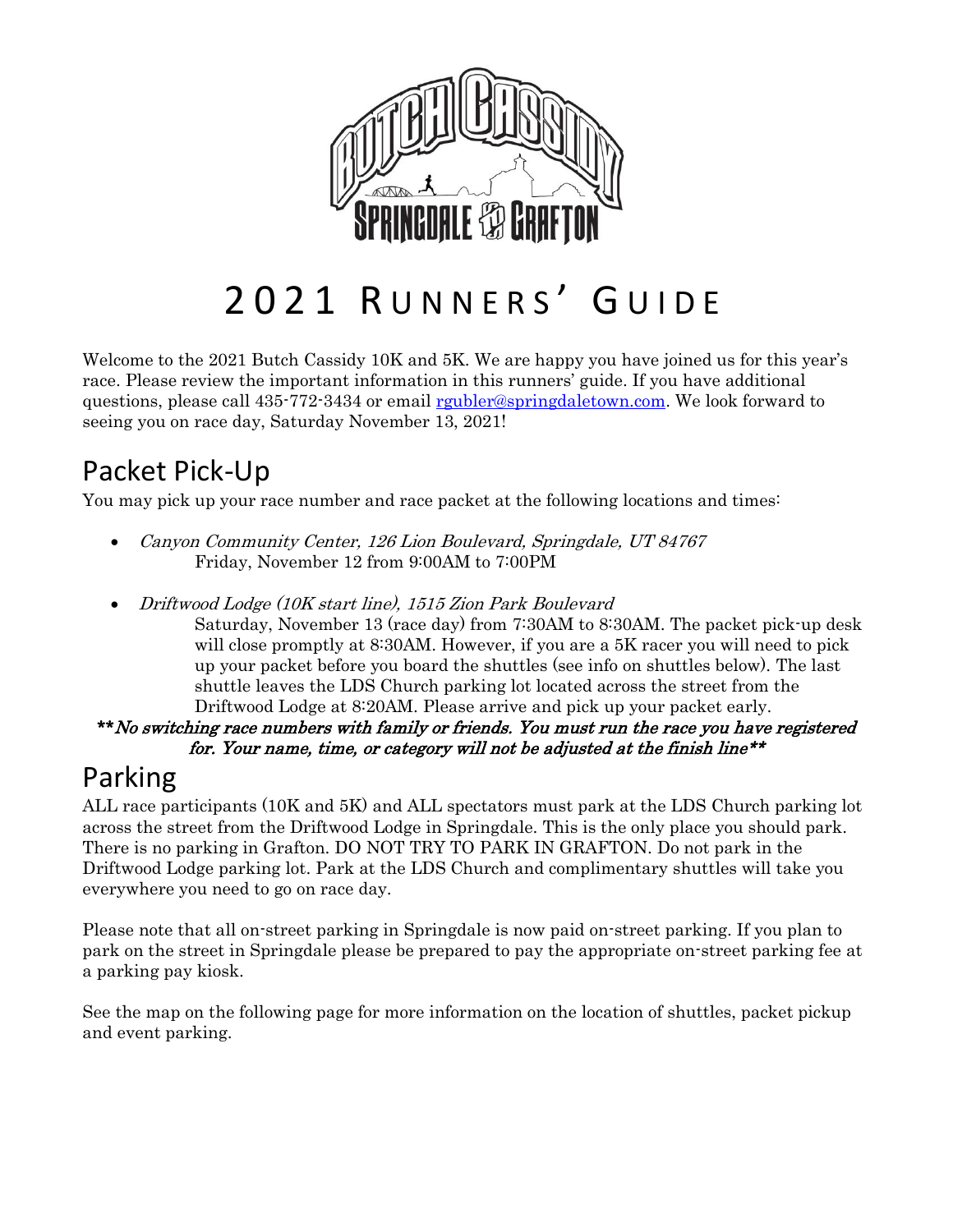# 2021 Runners' Guide

Welcome to the 2021 Butch Cassidy 10K and 5K. We are happy you have joined us for this year's race. Please review the important information in this runners' guide. If you have additional questions, please call 435-772-3434 or email rgubler@springdaletown.com. We look forward to seeing you on race day, Saturday November 13, 2021!

## Packet Pick-Up

You may pick up your race number and race packet at the following locations and times:

- *Canyon Community Center, 126 Lion Boulevard, Springdale, UT 84767*
  Friday, November 12 from 9:00AM to 7:00PM
- *Driftwood Lodge (10K start line), 1515 Zion Park Boulevard*
  Saturday, November 13 (race day) from 7:30AM to 8:30AM. The packet pick-up desk will close promptly at 8:30AM. However, if you are a 5K racer you will need to pick up your packet before you board the shuttles (see info on shuttles below). The last shuttle leaves the LDS Church parking lot located across the street from the Driftwood Lodge at 8:20AM. Please arrive and pick up your packet early.

***\*\*No switching race numbers with family or friends. You must run the race you have registered for. Your name, time, or category will not be adjusted at the finish line\*\****

## Parking

ALL race participants (10K and 5K) and ALL spectators must park at the LDS Church parking lot across the street from the Driftwood Lodge in Springdale. This is the only place you should park. There is no parking in Grafton. DO NOT TRY TO PARK IN GRAFTON. Do not park in the Driftwood Lodge parking lot. Park at the LDS Church and complimentary shuttles will take you everywhere you need to go on race day.

Please note that all on-street parking in Springdale is now paid on-street parking. If you plan to park on the street in Springdale please be prepared to pay the appropriate on-street parking fee at a parking pay kiosk.

See the map on the following page for more information on the location of shuttles, packet pickup and event parking.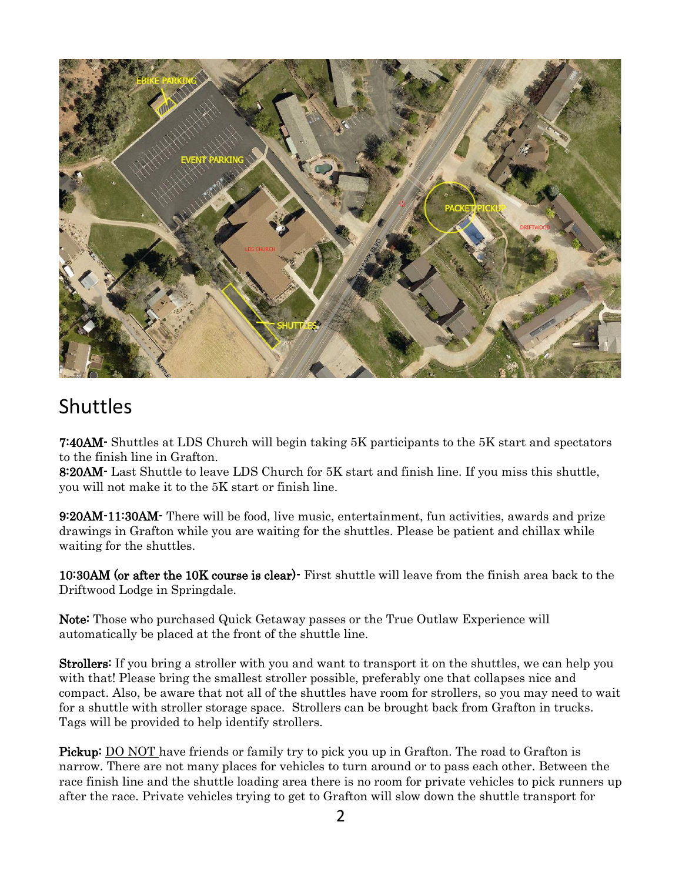## Shuttles

**7:40AM-** Shuttles at LDS Church will begin taking 5K participants to the 5K start and spectators to the finish line in Grafton.
**8:20AM-** Last Shuttle to leave LDS Church for 5K start and finish line. If you miss this shuttle, you will not make it to the 5K start or finish line.

**9:20AM-11:30AM-** There will be food, live music, entertainment, fun activities, awards and prize drawings in Grafton while you are waiting for the shuttles. Please be patient and chillax while waiting for the shuttles.

**10:30AM (or after the 10K course is clear)-** First shuttle will leave from the finish area back to the Driftwood Lodge in Springdale.

**Note:** Those who purchased Quick Getaway passes or the True Outlaw Experience will automatically be placed at the front of the shuttle line.

**Strollers:** If you bring a stroller with you and want to transport it on the shuttles, we can help you with that! Please bring the smallest stroller possible, preferably one that collapses nice and compact. Also, be aware that not all of the shuttles have room for strollers, so you may need to wait for a shuttle with stroller storage space. Strollers can be brought back from Grafton in trucks. Tags will be provided to help identify strollers.

**Pickup:** DO NOT have friends or family try to pick you up in Grafton. The road to Grafton is narrow. There are not many places for vehicles to turn around or to pass each other. Between the race finish line and the shuttle loading area there is no room for private vehicles to pick runners up after the race. Private vehicles trying to get to Grafton will slow down the shuttle transport for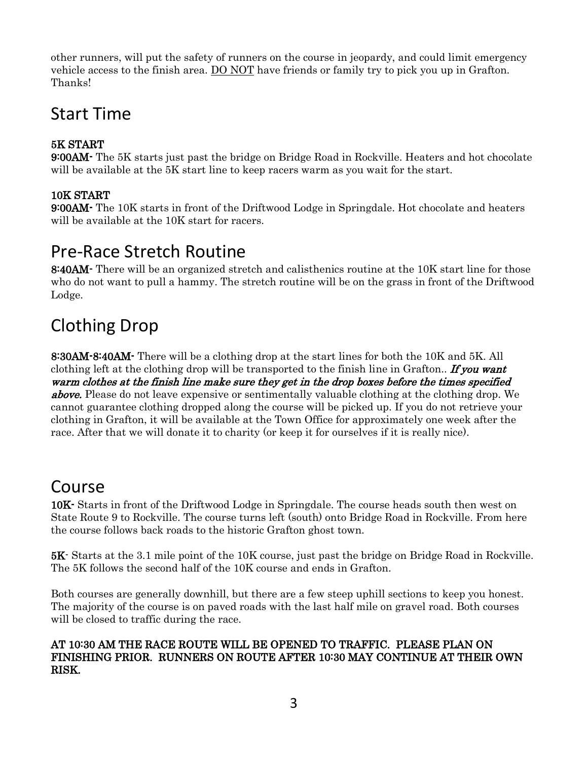other runners, will put the safety of runners on the course in jeopardy, and could limit emergency vehicle access to the finish area. DO NOT have friends or family try to pick you up in Grafton. Thanks!

# Start Time

**5K START**

**9:00AM-** The 5K starts just past the bridge on Bridge Road in Rockville. Heaters and hot chocolate will be available at the 5K start line to keep racers warm as you wait for the start.

**10K START**

**9:00AM-** The 10K starts in front of the Driftwood Lodge in Springdale. Hot chocolate and heaters will be available at the 10K start for racers.

# Pre-Race Stretch Routine

**8:40AM-** There will be an organized stretch and calisthenics routine at the 10K start line for those who do not want to pull a hammy. The stretch routine will be on the grass in front of the Driftwood Lodge.

# Clothing Drop

**8:30AM-8:40AM-** There will be a clothing drop at the start lines for both the 10K and 5K. All clothing left at the clothing drop will be transported to the finish line in Grafton.. ***If you want warm clothes at the finish line make sure they get in the drop boxes before the times specified above.*** Please do not leave expensive or sentimentally valuable clothing at the clothing drop. We cannot guarantee clothing dropped along the course will be picked up. If you do not retrieve your clothing in Grafton, it will be available at the Town Office for approximately one week after the race. After that we will donate it to charity (or keep it for ourselves if it is really nice).

# Course

**10K-** Starts in front of the Driftwood Lodge in Springdale. The course heads south then west on State Route 9 to Rockville. The course turns left (south) onto Bridge Road in Rockville. From here the course follows back roads to the historic Grafton ghost town.

**5K**- Starts at the 3.1 mile point of the 10K course, just past the bridge on Bridge Road in Rockville. The 5K follows the second half of the 10K course and ends in Grafton.

Both courses are generally downhill, but there are a few steep uphill sections to keep you honest. The majority of the course is on paved roads with the last half mile on gravel road. Both courses will be closed to traffic during the race.

**AT 10:30 AM THE RACE ROUTE WILL BE OPENED TO TRAFFIC. PLEASE PLAN ON FINISHING PRIOR. RUNNERS ON ROUTE AFTER 10:30 MAY CONTINUE AT THEIR OWN RISK.**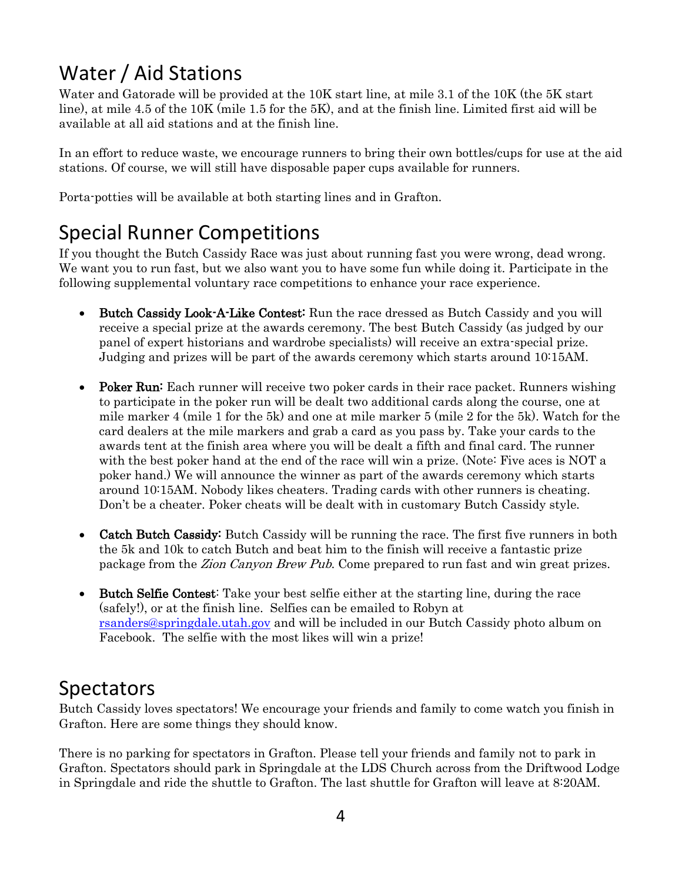## Water / Aid Stations

Water and Gatorade will be provided at the 10K start line, at mile 3.1 of the 10K (the 5K start line), at mile 4.5 of the 10K (mile 1.5 for the 5K), and at the finish line. Limited first aid will be available at all aid stations and at the finish line.

In an effort to reduce waste, we encourage runners to bring their own bottles/cups for use at the aid stations. Of course, we will still have disposable paper cups available for runners.

Porta-potties will be available at both starting lines and in Grafton.

## Special Runner Competitions

If you thought the Butch Cassidy Race was just about running fast you were wrong, dead wrong. We want you to run fast, but we also want you to have some fun while doing it. Participate in the following supplemental voluntary race competitions to enhance your race experience.

- **Butch Cassidy Look-A-Like Contest:** Run the race dressed as Butch Cassidy and you will receive a special prize at the awards ceremony. The best Butch Cassidy (as judged by our panel of expert historians and wardrobe specialists) will receive an extra-special prize. Judging and prizes will be part of the awards ceremony which starts around 10:15AM.

- **Poker Run:** Each runner will receive two poker cards in their race packet. Runners wishing to participate in the poker run will be dealt two additional cards along the course, one at mile marker 4 (mile 1 for the 5k) and one at mile marker 5 (mile 2 for the 5k). Watch for the card dealers at the mile markers and grab a card as you pass by. Take your cards to the awards tent at the finish area where you will be dealt a fifth and final card. The runner with the best poker hand at the end of the race will win a prize. (Note: Five aces is NOT a poker hand.) We will announce the winner as part of the awards ceremony which starts around 10:15AM. Nobody likes cheaters. Trading cards with other runners is cheating. Don't be a cheater. Poker cheats will be dealt with in customary Butch Cassidy style.

- **Catch Butch Cassidy:** Butch Cassidy will be running the race. The first five runners in both the 5k and 10k to catch Butch and beat him to the finish will receive a fantastic prize package from the *Zion Canyon Brew Pub*. Come prepared to run fast and win great prizes.

- **Butch Selfie Contest**: Take your best selfie either at the starting line, during the race (safely!), or at the finish line. Selfies can be emailed to Robyn at rsanders@springdale.utah.gov and will be included in our Butch Cassidy photo album on Facebook. The selfie with the most likes will win a prize!

## Spectators

Butch Cassidy loves spectators! We encourage your friends and family to come watch you finish in Grafton. Here are some things they should know.

There is no parking for spectators in Grafton. Please tell your friends and family not to park in Grafton. Spectators should park in Springdale at the LDS Church across from the Driftwood Lodge in Springdale and ride the shuttle to Grafton. The last shuttle for Grafton will leave at 8:20AM.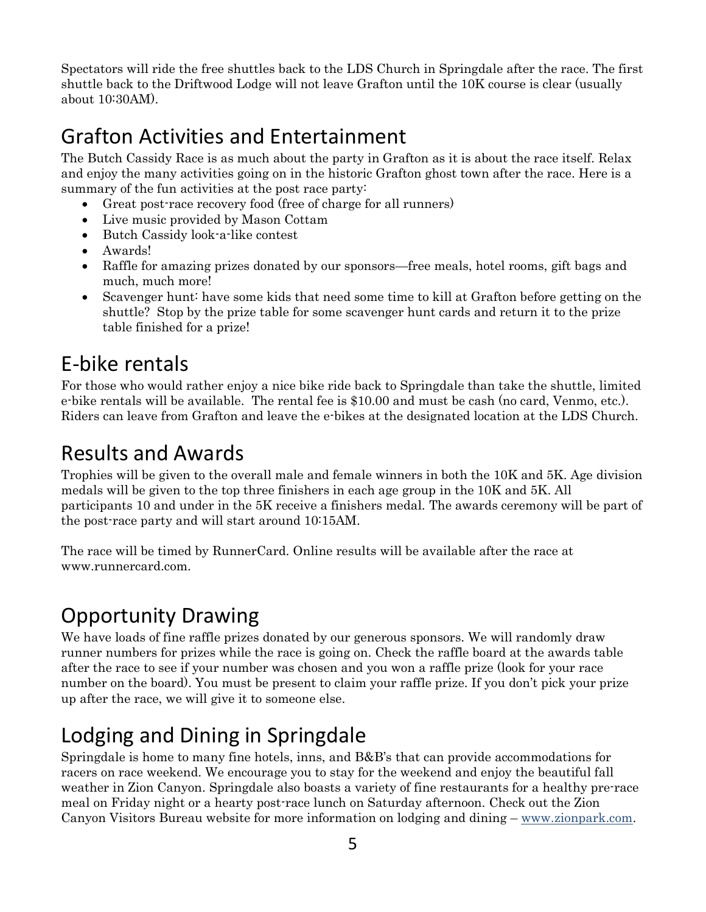Spectators will ride the free shuttles back to the LDS Church in Springdale after the race. The first shuttle back to the Driftwood Lodge will not leave Grafton until the 10K course is clear (usually about 10:30AM).

## Grafton Activities and Entertainment

The Butch Cassidy Race is as much about the party in Grafton as it is about the race itself. Relax and enjoy the many activities going on in the historic Grafton ghost town after the race. Here is a summary of the fun activities at the post race party:

- Great post-race recovery food (free of charge for all runners)
- Live music provided by Mason Cottam
- Butch Cassidy look-a-like contest
- Awards!
- Raffle for amazing prizes donated by our sponsors—free meals, hotel rooms, gift bags and much, much more!
- Scavenger hunt: have some kids that need some time to kill at Grafton before getting on the shuttle? Stop by the prize table for some scavenger hunt cards and return it to the prize table finished for a prize!

## E-bike rentals

For those who would rather enjoy a nice bike ride back to Springdale than take the shuttle, limited e-bike rentals will be available. The rental fee is $10.00 and must be cash (no card, Venmo, etc.). Riders can leave from Grafton and leave the e-bikes at the designated location at the LDS Church.

## Results and Awards

Trophies will be given to the overall male and female winners in both the 10K and 5K. Age division medals will be given to the top three finishers in each age group in the 10K and 5K. All participants 10 and under in the 5K receive a finishers medal. The awards ceremony will be part of the post-race party and will start around 10:15AM.

The race will be timed by RunnerCard. Online results will be available after the race at www.runnercard.com.

## Opportunity Drawing

We have loads of fine raffle prizes donated by our generous sponsors. We will randomly draw runner numbers for prizes while the race is going on. Check the raffle board at the awards table after the race to see if your number was chosen and you won a raffle prize (look for your race number on the board). You must be present to claim your raffle prize. If you don't pick your prize up after the race, we will give it to someone else.

## Lodging and Dining in Springdale

Springdale is home to many fine hotels, inns, and B&B's that can provide accommodations for racers on race weekend. We encourage you to stay for the weekend and enjoy the beautiful fall weather in Zion Canyon. Springdale also boasts a variety of fine restaurants for a healthy pre-race meal on Friday night or a hearty post-race lunch on Saturday afternoon. Check out the Zion Canyon Visitors Bureau website for more information on lodging and dining – www.zionpark.com.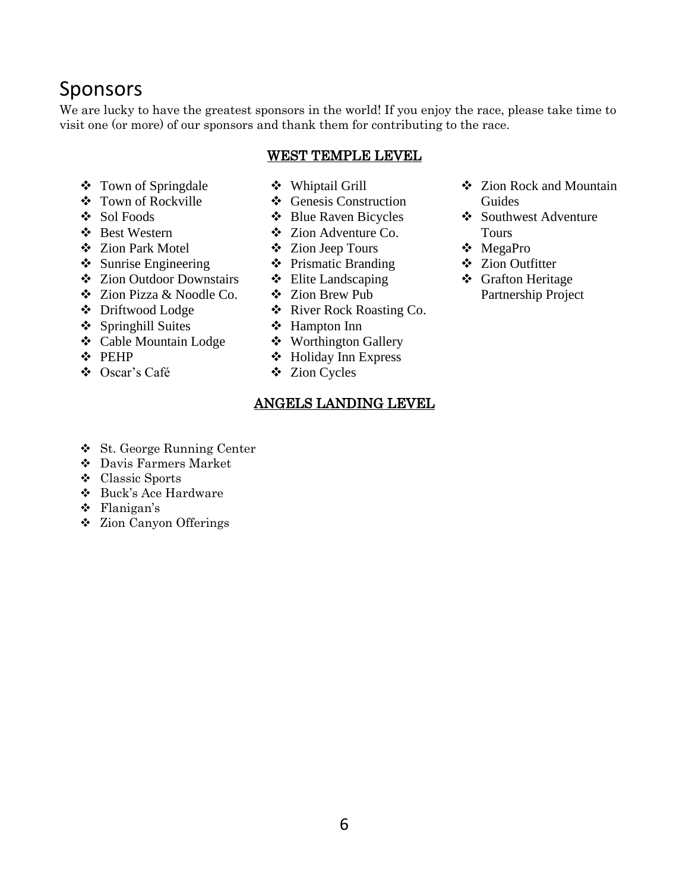## Sponsors

We are lucky to have the greatest sponsors in the world! If you enjoy the race, please take time to visit one (or more) of our sponsors and thank them for contributing to the race.

### WEST TEMPLE LEVEL

- Town of Springdale
- Town of Rockville
- Sol Foods
- Best Western
- Zion Park Motel
- Sunrise Engineering
- Zion Outdoor Downstairs
- Zion Pizza & Noodle Co.
- Driftwood Lodge
- Springhill Suites
- Cable Mountain Lodge
- PEHP
- Oscar's Café
- Whiptail Grill
- Genesis Construction
- Blue Raven Bicycles
- Zion Adventure Co.
- Zion Jeep Tours
- Prismatic Branding
- Elite Landscaping
- Zion Brew Pub
- River Rock Roasting Co.
- Hampton Inn
- Worthington Gallery
- Holiday Inn Express
- Zion Cycles
- Zion Rock and Mountain Guides
- Southwest Adventure Tours
- MegaPro
- Zion Outfitter
- Grafton Heritage Partnership Project

### ANGELS LANDING LEVEL

- St. George Running Center
- Davis Farmers Market
- Classic Sports
- Buck's Ace Hardware
- Flanigan's
- Zion Canyon Offerings